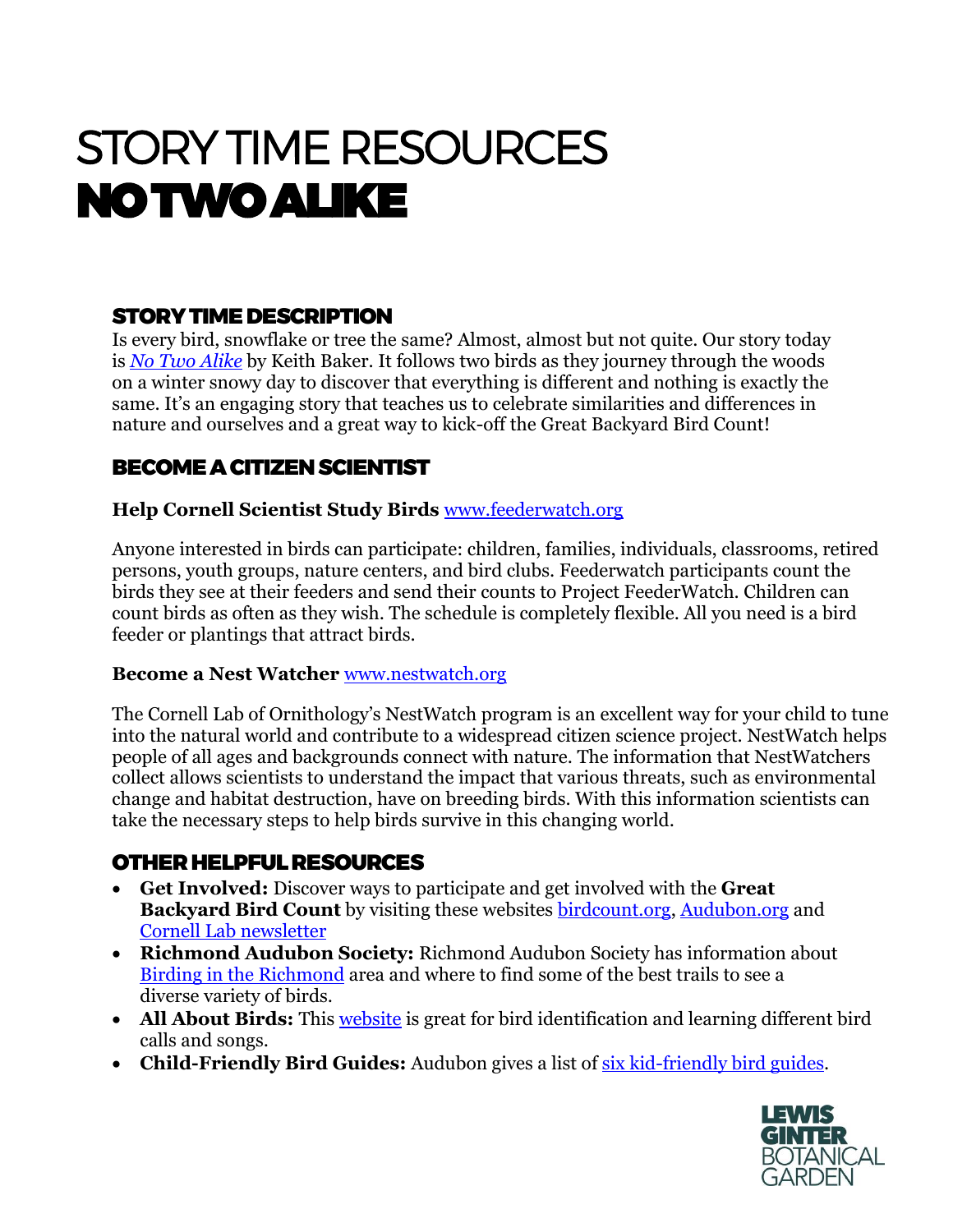# STORY TIME RESOURCES
# NO TWO ALIKE

## STORY TIME DESCRIPTION

Is every bird, snowflake or tree the same? Almost, almost but not quite. Our story today is *No Two Alike* by Keith Baker. It follows two birds as they journey through the woods on a winter snowy day to discover that everything is different and nothing is exactly the same. It's an engaging story that teaches us to celebrate similarities and differences in nature and ourselves and a great way to kick-off the Great Backyard Bird Count!

## BECOME A CITIZEN SCIENTIST

**Help Cornell Scientist Study Birds** www.feederwatch.org

Anyone interested in birds can participate: children, families, individuals, classrooms, retired persons, youth groups, nature centers, and bird clubs. Feederwatch participants count the birds they see at their feeders and send their counts to Project FeederWatch. Children can count birds as often as they wish. The schedule is completely flexible. All you need is a bird feeder or plantings that attract birds.

**Become a Nest Watcher** www.nestwatch.org

The Cornell Lab of Ornithology's NestWatch program is an excellent way for your child to tune into the natural world and contribute to a widespread citizen science project. NestWatch helps people of all ages and backgrounds connect with nature. The information that NestWatchers collect allows scientists to understand the impact that various threats, such as environmental change and habitat destruction, have on breeding birds. With this information scientists can take the necessary steps to help birds survive in this changing world.

## OTHER HELPFUL RESOURCES

- **Get Involved:** Discover ways to participate and get involved with the **Great Backyard Bird Count** by visiting these websites birdcount.org, Audubon.org and Cornell Lab newsletter
- **Richmond Audubon Society:** Richmond Audubon Society has information about Birding in the Richmond area and where to find some of the best trails to see a diverse variety of birds.
- **All About Birds:** This website is great for bird identification and learning different bird calls and songs.
- **Child-Friendly Bird Guides:** Audubon gives a list of six kid-friendly bird guides.

LEWIS GINTER BOTANICAL GARDEN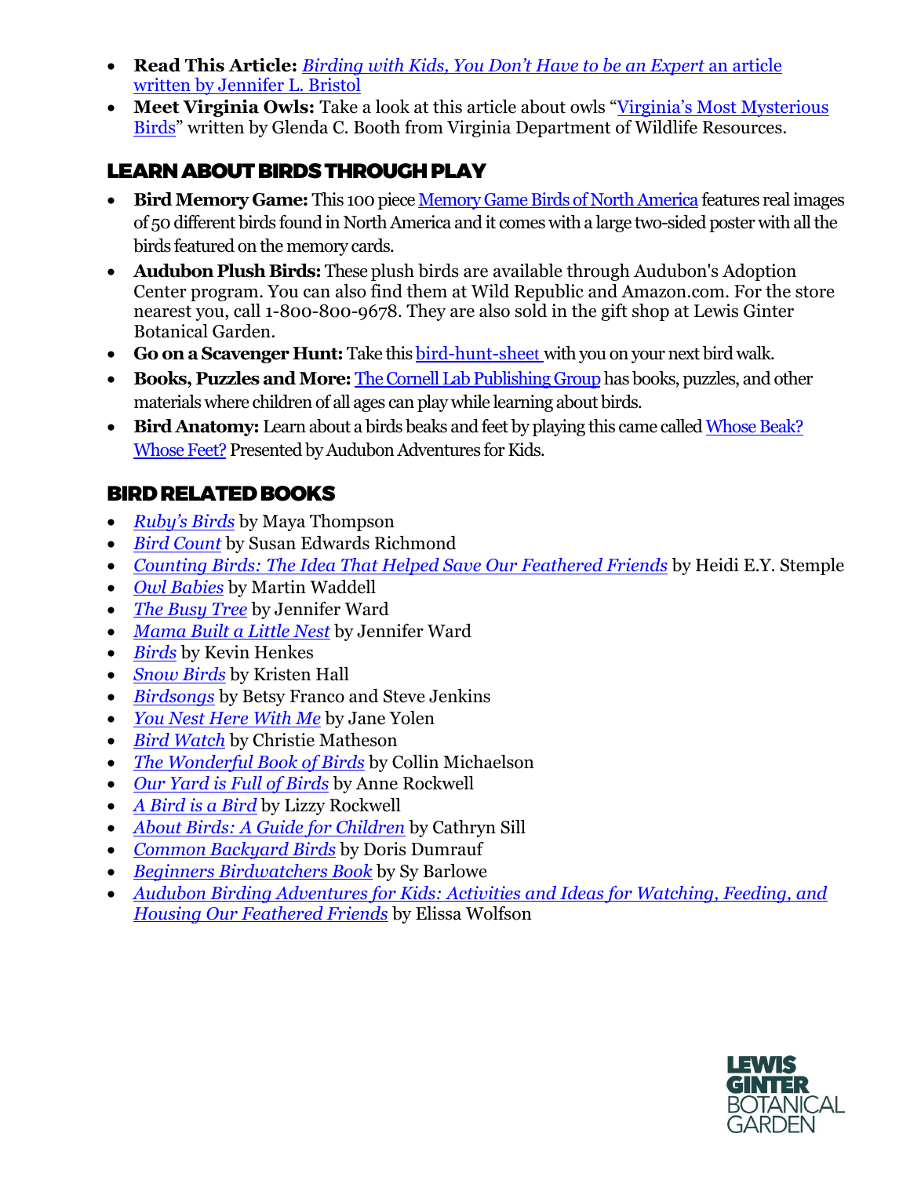- **Read This Article:** *Birding with Kids, You Don't Have to be an Expert* an article written by Jennifer L. Bristol
- **Meet Virginia Owls:** Take a look at this article about owls "Virginia's Most Mysterious Birds" written by Glenda C. Booth from Virginia Department of Wildlife Resources.

## LEARN ABOUT BIRDS THROUGH PLAY

- **Bird Memory Game:** This 100 piece Memory Game Birds of North America features real images of 50 different birds found in North America and it comes with a large two-sided poster with all the birds featured on the memory cards.
- **Audubon Plush Birds:** These plush birds are available through Audubon's Adoption Center program. You can also find them at Wild Republic and Amazon.com. For the store nearest you, call 1-800-800-9678. They are also sold in the gift shop at Lewis Ginter Botanical Garden.
- **Go on a Scavenger Hunt:** Take this bird-hunt-sheet with you on your next bird walk.
- **Books, Puzzles and More:** The Cornell Lab Publishing Group has books, puzzles, and other materials where children of all ages can play while learning about birds.
- **Bird Anatomy:** Learn about a birds beaks and feet by playing this came called Whose Beak? Whose Feet? Presented by Audubon Adventures for Kids.

## BIRD RELATED BOOKS

- *Ruby's Birds* by Maya Thompson
- *Bird Count* by Susan Edwards Richmond
- *Counting Birds: The Idea That Helped Save Our Feathered Friends* by Heidi E.Y. Stemple
- *Owl Babies* by Martin Waddell
- *The Busy Tree* by Jennifer Ward
- *Mama Built a Little Nest* by Jennifer Ward
- *Birds* by Kevin Henkes
- *Snow Birds* by Kristen Hall
- *Birdsongs* by Betsy Franco and Steve Jenkins
- *You Nest Here With Me* by Jane Yolen
- *Bird Watch* by Christie Matheson
- *The Wonderful Book of Birds* by Collin Michaelson
- *Our Yard is Full of Birds* by Anne Rockwell
- *A Bird is a Bird* by Lizzy Rockwell
- *About Birds: A Guide for Children* by Cathryn Sill
- *Common Backyard Birds* by Doris Dumrauf
- *Beginners Birdwatchers Book* by Sy Barlowe
- *Audubon Birding Adventures for Kids: Activities and Ideas for Watching, Feeding, and Housing Our Feathered Friends* by Elissa Wolfson

LEWIS GINTER BOTANICAL GARDEN